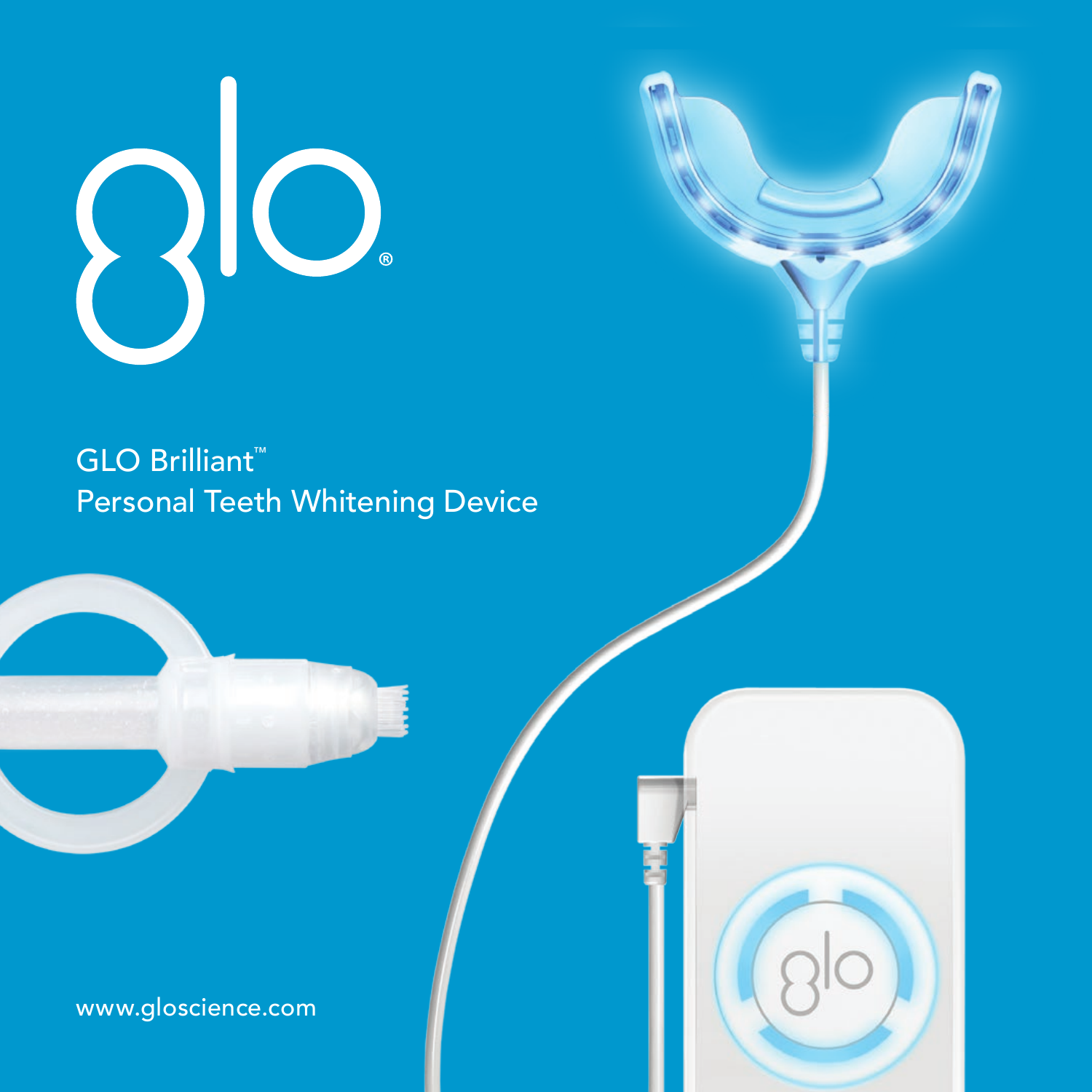# glo®

GLO Brilliant™
Personal Teeth Whitening Device

www.gloscience.com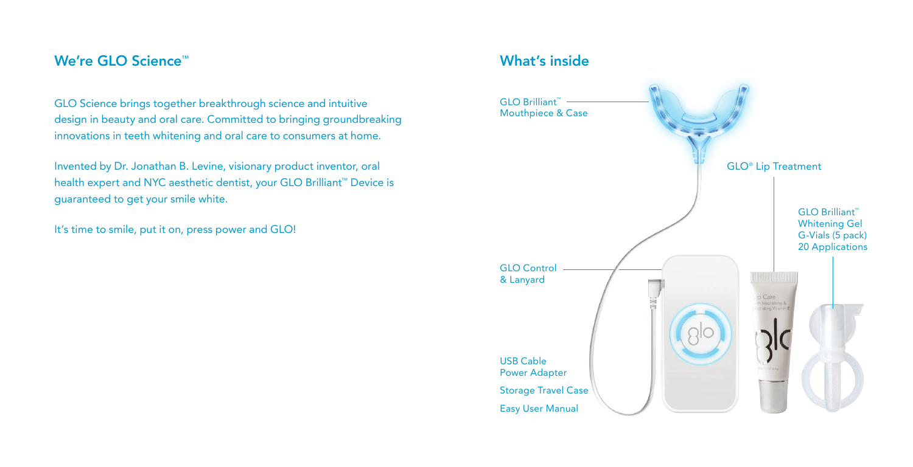## We're GLO Science™

GLO Science brings together breakthrough science and intuitive design in beauty and oral care. Committed to bringing groundbreaking innovations in teeth whitening and oral care to consumers at home.

Invented by Dr. Jonathan B. Levine, visionary product inventor, oral health expert and NYC aesthetic dentist, your GLO Brilliant™ Device is guaranteed to get your smile white.

It's time to smile, put it on, press power and GLO!

## What's inside

- GLO Brilliant™ Mouthpiece & Case
- GLO® Lip Treatment
- GLO Brilliant™ Whitening Gel G-Vials (5 pack) 20 Applications
- GLO Control & Lanyard
- USB Cable
- Power Adapter
- Storage Travel Case
- Easy User Manual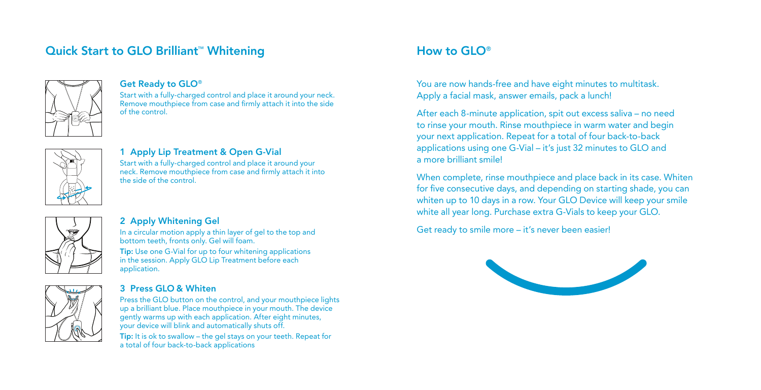## Quick Start to GLO Brilliant™ Whitening

### Get Ready to GLO®

Start with a fully-charged control and place it around your neck. Remove mouthpiece from case and firmly attach it into the side of the control.

### 1 Apply Lip Treatment & Open G-Vial

Start with a fully-charged control and place it around your neck. Remove mouthpiece from case and firmly attach it into the side of the control.

### 2 Apply Whitening Gel

In a circular motion apply a thin layer of gel to the top and bottom teeth, fronts only. Gel will foam.

**Tip:** Use one G-Vial for up to four whitening applications in the session. Apply GLO Lip Treatment before each application.

### 3 Press GLO & Whiten

Press the GLO button on the control, and your mouthpiece lights up a brilliant blue. Place mouthpiece in your mouth. The device gently warms up with each application. After eight minutes, your device will blink and automatically shuts off.

**Tip:** It is ok to swallow – the gel stays on your teeth. Repeat for a total of four back-to-back applications

## How to GLO®

You are now hands-free and have eight minutes to multitask. Apply a facial mask, answer emails, pack a lunch!

After each 8-minute application, spit out excess saliva – no need to rinse your mouth. Rinse mouthpiece in warm water and begin your next application. Repeat for a total of four back-to-back applications using one G-Vial – it's just 32 minutes to GLO and a more brilliant smile!

When complete, rinse mouthpiece and place back in its case. Whiten for five consecutive days, and depending on starting shade, you can whiten up to 10 days in a row. Your GLO Device will keep your smile white all year long. Purchase extra G-Vials to keep your GLO.

Get ready to smile more – it's never been easier!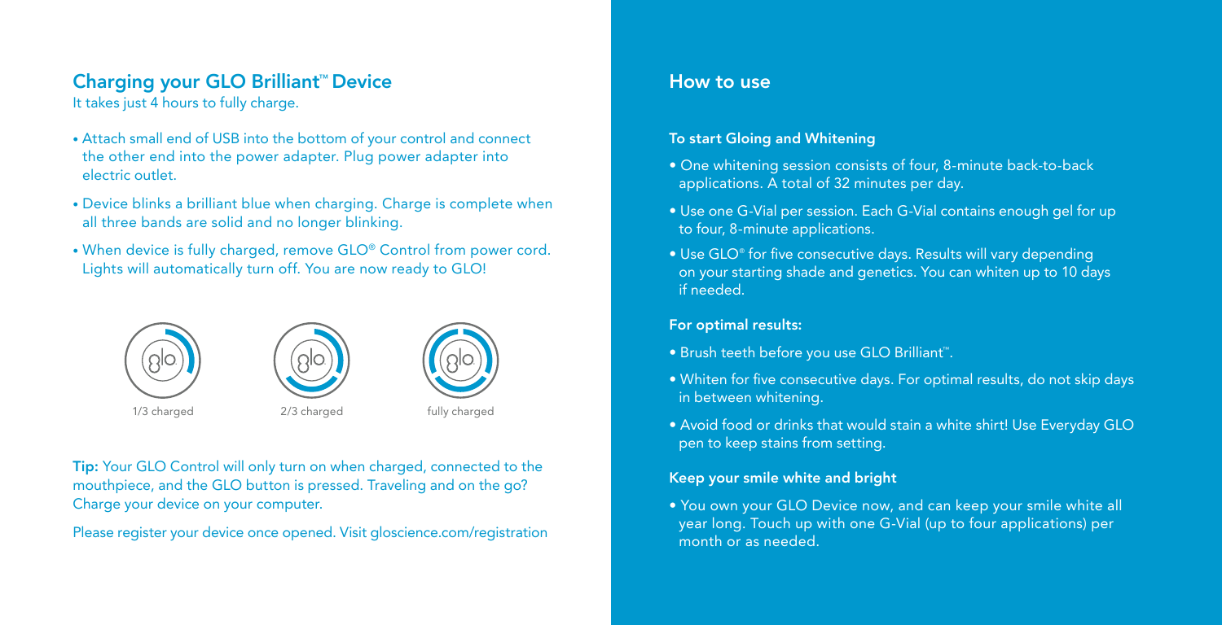## Charging your GLO Brilliant™ Device

It takes just 4 hours to fully charge.

- Attach small end of USB into the bottom of your control and connect the other end into the power adapter. Plug power adapter into electric outlet.
- Device blinks a brilliant blue when charging. Charge is complete when all three bands are solid and no longer blinking.
- When device is fully charged, remove GLO® Control from power cord. Lights will automatically turn off. You are now ready to GLO!

1/3 charged

2/3 charged

fully charged

**Tip:** Your GLO Control will only turn on when charged, connected to the mouthpiece, and the GLO button is pressed. Traveling and on the go? Charge your device on your computer.

Please register your device once opened. Visit gloscience.com/registration

## How to use

### To start Gloing and Whitening

- One whitening session consists of four, 8-minute back-to-back applications. A total of 32 minutes per day.
- Use one G-Vial per session. Each G-Vial contains enough gel for up to four, 8-minute applications.
- Use GLO® for five consecutive days. Results will vary depending on your starting shade and genetics. You can whiten up to 10 days if needed.

### For optimal results:

- Brush teeth before you use GLO Brilliant™.
- Whiten for five consecutive days. For optimal results, do not skip days in between whitening.
- Avoid food or drinks that would stain a white shirt! Use Everyday GLO pen to keep stains from setting.

### Keep your smile white and bright

- You own your GLO Device now, and can keep your smile white all year long. Touch up with one G-Vial (up to four applications) per month or as needed.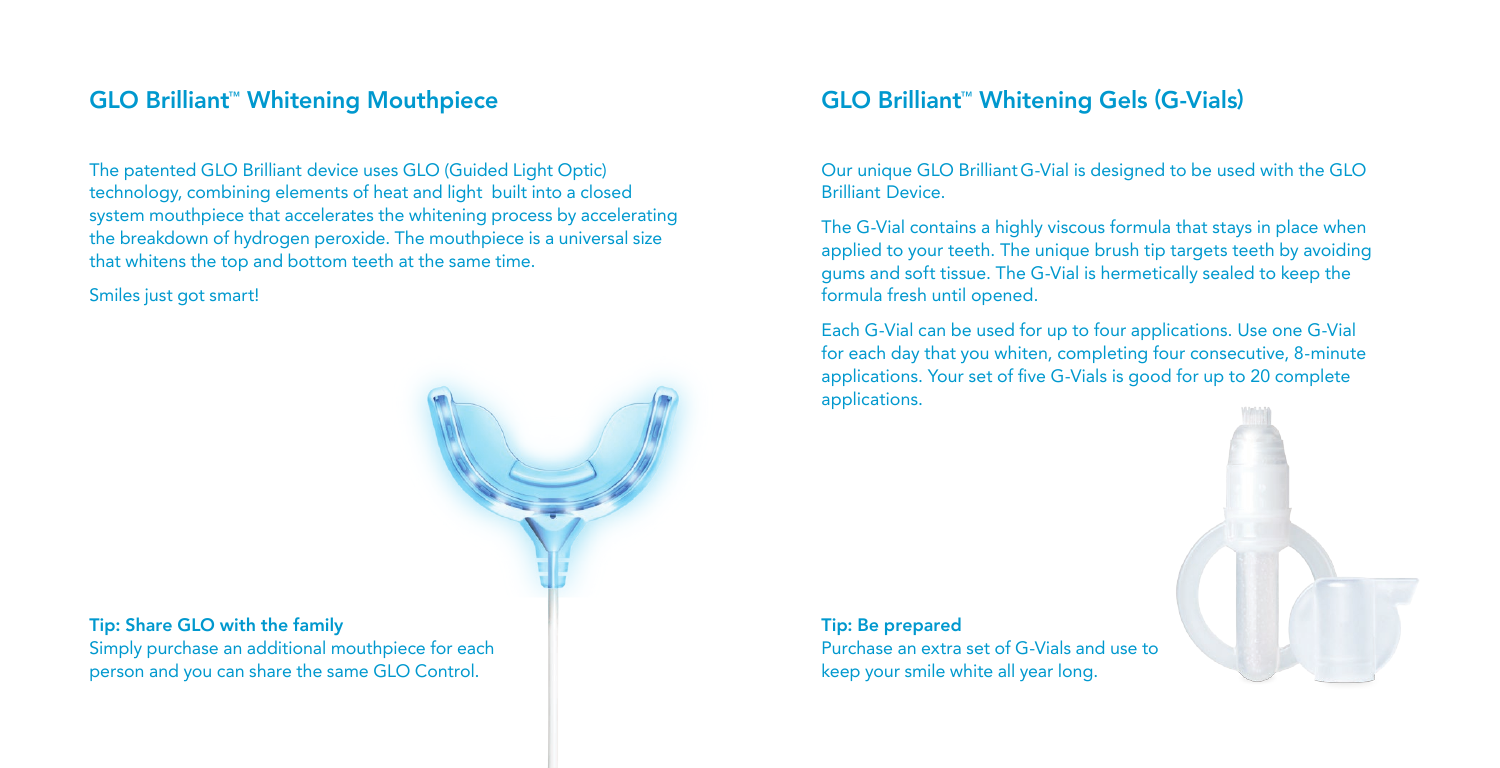## GLO Brilliant™ Whitening Mouthpiece

The patented GLO Brilliant device uses GLO (Guided Light Optic) technology, combining elements of heat and light built into a closed system mouthpiece that accelerates the whitening process by accelerating the breakdown of hydrogen peroxide. The mouthpiece is a universal size that whitens the top and bottom teeth at the same time.

Smiles just got smart!

**Tip: Share GLO with the family**
Simply purchase an additional mouthpiece for each person and you can share the same GLO Control.

## GLO Brilliant™ Whitening Gels (G-Vials)

Our unique GLO Brilliant G-Vial is designed to be used with the GLO Brilliant Device.

The G-Vial contains a highly viscous formula that stays in place when applied to your teeth. The unique brush tip targets teeth by avoiding gums and soft tissue. The G-Vial is hermetically sealed to keep the formula fresh until opened.

Each G-Vial can be used for up to four applications. Use one G-Vial for each day that you whiten, completing four consecutive, 8-minute applications. Your set of five G-Vials is good for up to 20 complete applications.

**Tip: Be prepared**
Purchase an extra set of G-Vials and use to keep your smile white all year long.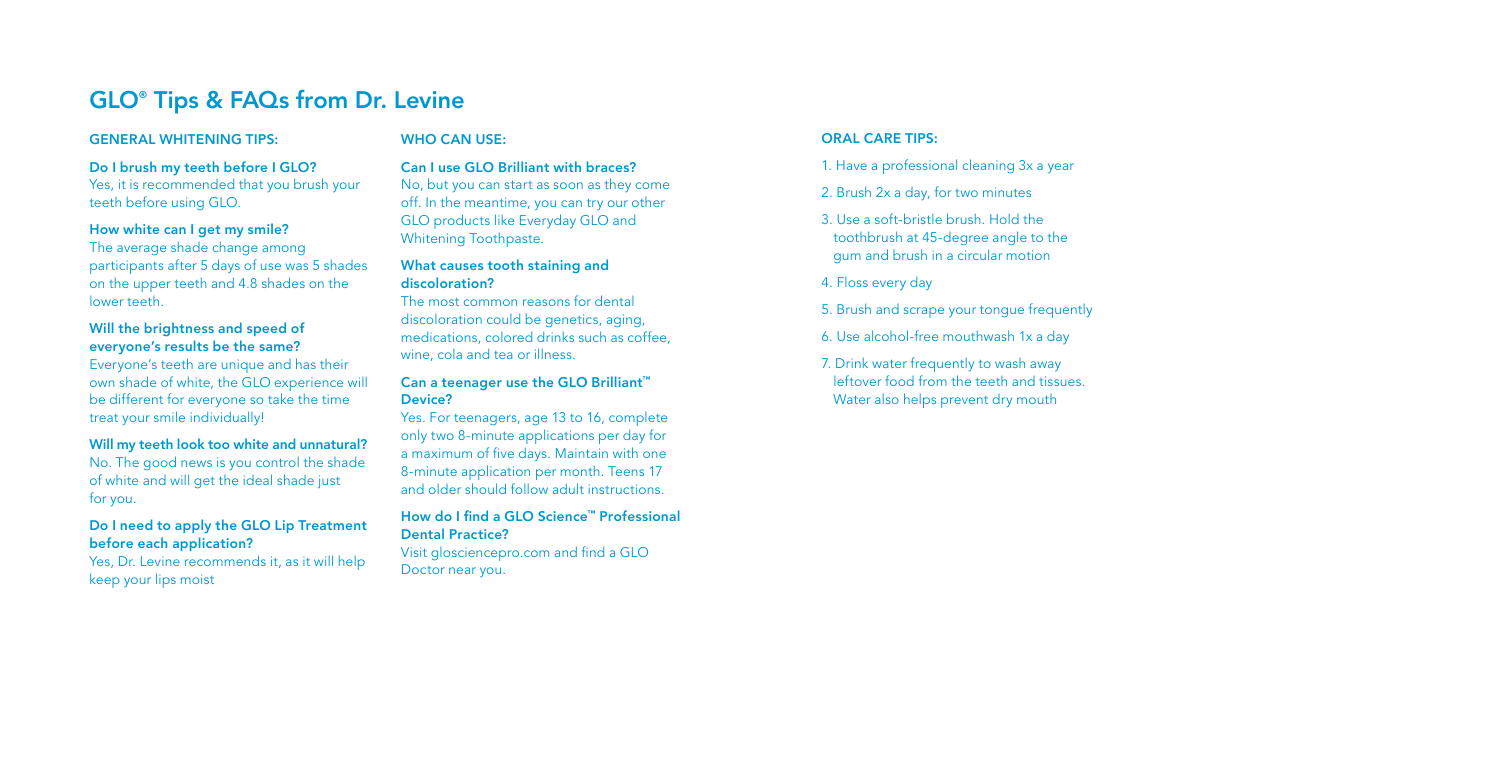# GLO® Tips & FAQs from Dr. Levine

## GENERAL WHITENING TIPS:

**Do I brush my teeth before I GLO?**
Yes, it is recommended that you brush your teeth before using GLO.

**How white can I get my smile?**
The average shade change among participants after 5 days of use was 5 shades on the upper teeth and 4.8 shades on the lower teeth.

**Will the brightness and speed of everyone's results be the same?**
Everyone's teeth are unique and has their own shade of white, the GLO experience will be different for everyone so take the time treat your smile individually!

**Will my teeth look too white and unnatural?**
No. The good news is you control the shade of white and will get the ideal shade just for you.

**Do I need to apply the GLO Lip Treatment before each application?**
Yes, Dr. Levine recommends it, as it will help keep your lips moist

## WHO CAN USE:

**Can I use GLO Brilliant with braces?**
No, but you can start as soon as they come off. In the meantime, you can try our other GLO products like Everyday GLO and Whitening Toothpaste.

**What causes tooth staining and discoloration?**
The most common reasons for dental discoloration could be genetics, aging, medications, colored drinks such as coffee, wine, cola and tea or illness.

**Can a teenager use the GLO Brilliant™ Device?**
Yes. For teenagers, age 13 to 16, complete only two 8-minute applications per day for a maximum of five days. Maintain with one 8-minute application per month. Teens 17 and older should follow adult instructions.

**How do I find a GLO Science™ Professional Dental Practice?**
Visit glosciencepro.com and find a GLO Doctor near you.

## ORAL CARE TIPS:

1. Have a professional cleaning 3x a year
2. Brush 2x a day, for two minutes
3. Use a soft-bristle brush. Hold the toothbrush at 45-degree angle to the gum and brush in a circular motion
4. Floss every day
5. Brush and scrape your tongue frequently
6. Use alcohol-free mouthwash 1x a day
7. Drink water frequently to wash away leftover food from the teeth and tissues. Water also helps prevent dry mouth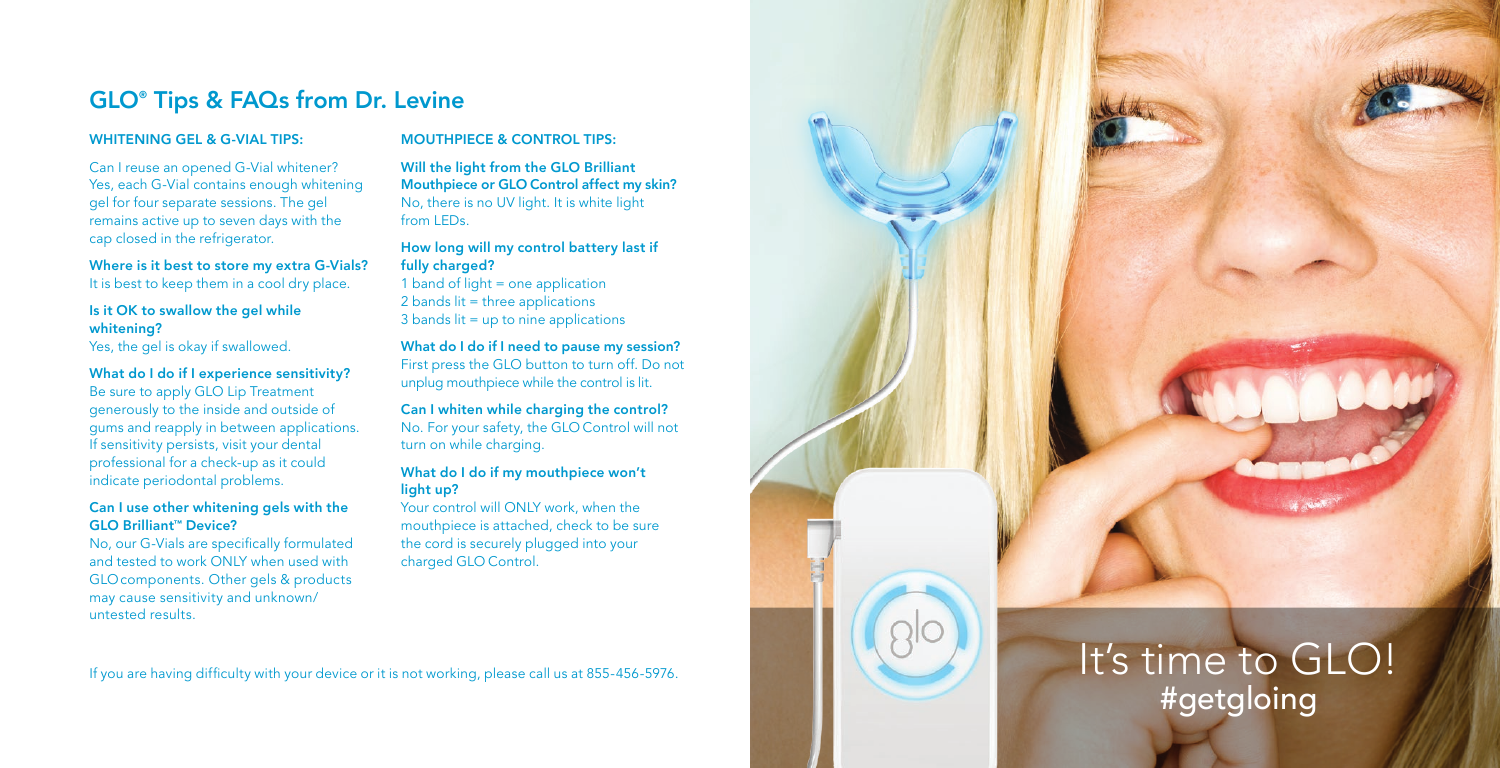## GLO® Tips & FAQs from Dr. Levine

### WHITENING GEL & G-VIAL TIPS:

**Can I reuse an opened G-Vial whitener?**
Yes, each G-Vial contains enough whitening gel for four separate sessions. The gel remains active up to seven days with the cap closed in the refrigerator.

**Where is it best to store my extra G-Vials?**
It is best to keep them in a cool dry place.

**Is it OK to swallow the gel while whitening?**
Yes, the gel is okay if swallowed.

**What do I do if I experience sensitivity?**
Be sure to apply GLO Lip Treatment generously to the inside and outside of gums and reapply in between applications. If sensitivity persists, visit your dental professional for a check-up as it could indicate periodontal problems.

**Can I use other whitening gels with the GLO Brilliant™ Device?**
No, our G-Vials are specifically formulated and tested to work ONLY when used with GLO components. Other gels & products may cause sensitivity and unknown/untested results.

### MOUTHPIECE & CONTROL TIPS:

**Will the light from the GLO Brilliant Mouthpiece or GLO Control affect my skin?**
No, there is no UV light. It is white light from LEDs.

**How long will my control battery last if fully charged?**
1 band of light = one application
2 bands lit = three applications
3 bands lit = up to nine applications

**What do I do if I need to pause my session?**
First press the GLO button to turn off. Do not unplug mouthpiece while the control is lit.

**Can I whiten while charging the control?**
No. For your safety, the GLO Control will not turn on while charging.

**What do I do if my mouthpiece won't light up?**
Your control will ONLY work, when the mouthpiece is attached, check to be sure the cord is securely plugged into your charged GLO Control.

If you are having difficulty with your device or it is not working, please call us at 855-456-5976.

It's time to GLO!
#getgloing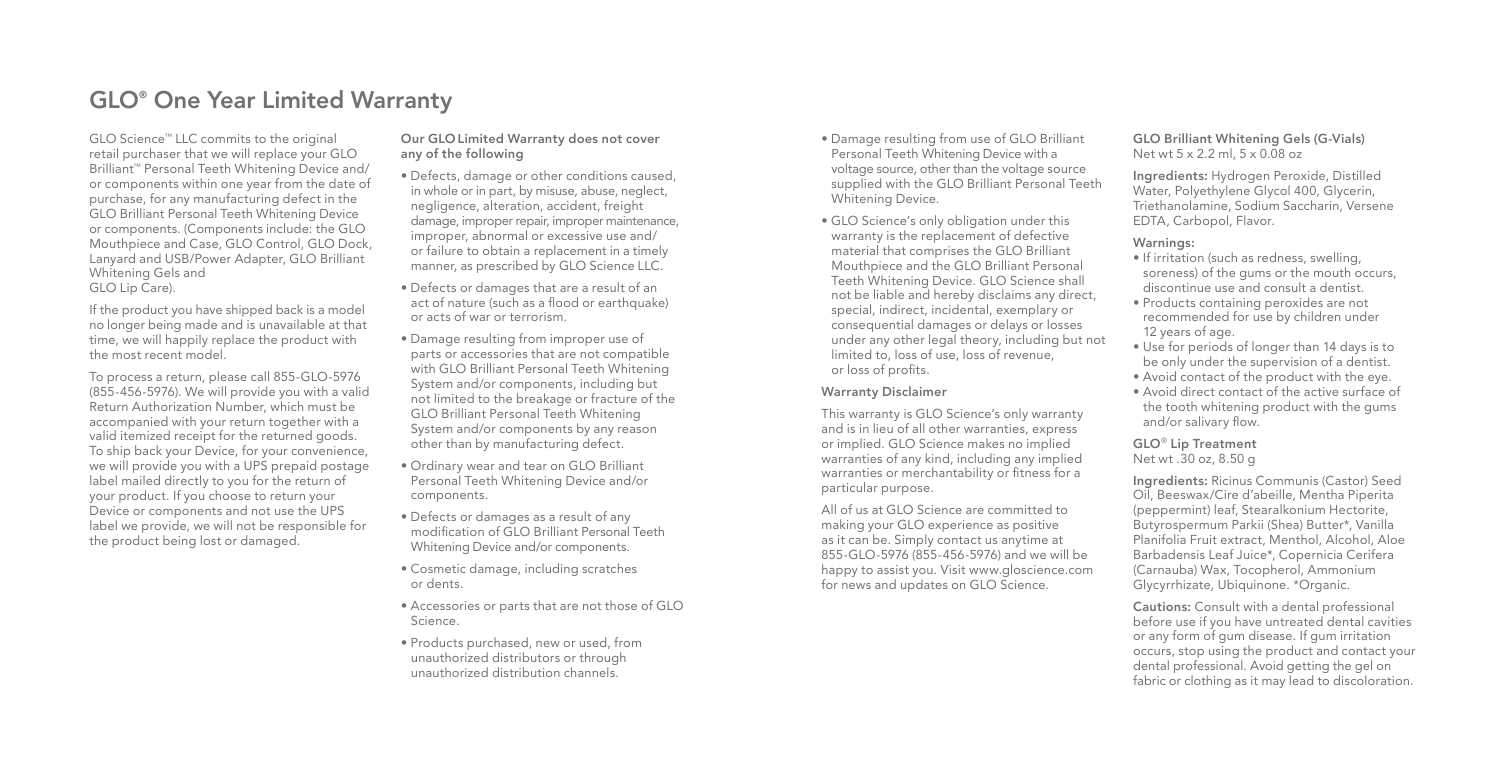# GLO® One Year Limited Warranty

GLO Science™ LLC commits to the original retail purchaser that we will replace your GLO Brilliant™ Personal Teeth Whitening Device and/or components within one year from the date of purchase, for any manufacturing defect in the GLO Brilliant Personal Teeth Whitening Device or components. (Components include: the GLO Mouthpiece and Case, GLO Control, GLO Dock, Lanyard and USB/Power Adapter, GLO Brilliant Whitening Gels and GLO Lip Care).

If the product you have shipped back is a model no longer being made and is unavailable at that time, we will happily replace the product with the most recent model.

To process a return, please call 855-GLO-5976 (855-456-5976). We will provide you with a valid Return Authorization Number, which must be accompanied with your return together with a valid itemized receipt for the returned goods. To ship back your Device, for your convenience, we will provide you with a UPS prepaid postage label mailed directly to you for the return of your product. If you choose to return your Device or components and not use the UPS label we provide, we will not be responsible for the product being lost or damaged.

**Our GLO Limited Warranty does not cover any of the following**

- Defects, damage or other conditions caused, in whole or in part, by misuse, abuse, neglect, negligence, alteration, accident, freight damage, improper repair, improper maintenance, improper, abnormal or excessive use and/or failure to obtain a replacement in a timely manner, as prescribed by GLO Science LLC.
- Defects or damages that are a result of an act of nature (such as a flood or earthquake) or acts of war or terrorism.
- Damage resulting from improper use of parts or accessories that are not compatible with GLO Brilliant Personal Teeth Whitening System and/or components, including but not limited to the breakage or fracture of the GLO Brilliant Personal Teeth Whitening System and/or components by any reason other than by manufacturing defect.
- Ordinary wear and tear on GLO Brilliant Personal Teeth Whitening Device and/or components.
- Defects or damages as a result of any modification of GLO Brilliant Personal Teeth Whitening Device and/or components.
- Cosmetic damage, including scratches or dents.
- Accessories or parts that are not those of GLO Science.
- Products purchased, new or used, from unauthorized distributors or through unauthorized distribution channels.
- Damage resulting from use of GLO Brilliant Personal Teeth Whitening Device with a voltage source, other than the voltage source supplied with the GLO Brilliant Personal Teeth Whitening Device.
- GLO Science's only obligation under this warranty is the replacement of defective material that comprises the GLO Brilliant Mouthpiece and the GLO Brilliant Personal Teeth Whitening Device. GLO Science shall not be liable and hereby disclaims any direct, special, indirect, incidental, exemplary or consequential damages or delays or losses under any other legal theory, including but not limited to, loss of use, loss of revenue, or loss of profits.

**Warranty Disclaimer**

This warranty is GLO Science's only warranty and is in lieu of all other warranties, express or implied. GLO Science makes no implied warranties of any kind, including any implied warranties or merchantability or fitness for a particular purpose.

All of us at GLO Science are committed to making your GLO experience as positive as it can be. Simply contact us anytime at 855-GLO-5976 (855-456-5976) and we will be happy to assist you. Visit www.gloscience.com for news and updates on GLO Science.

**GLO Brilliant Whitening Gels (G-Vials)**
Net wt 5 x 2.2 ml, 5 x 0.08 oz

**Ingredients:** Hydrogen Peroxide, Distilled Water, Polyethylene Glycol 400, Glycerin, Triethanolamine, Sodium Saccharin, Versene EDTA, Carbopol, Flavor.

**Warnings:**

- If irritation (such as redness, swelling, soreness) of the gums or the mouth occurs, discontinue use and consult a dentist.
- Products containing peroxides are not recommended for use by children under 12 years of age.
- Use for periods of longer than 14 days is to be only under the supervision of a dentist.
- Avoid contact of the product with the eye.
- Avoid direct contact of the active surface of the tooth whitening product with the gums and/or salivary flow.

**GLO® Lip Treatment**
Net wt .30 oz, 8.50 g

**Ingredients:** Ricinus Communis (Castor) Seed Oil, Beeswax/Cire d'abeille, Mentha Piperita (peppermint) leaf, Stearalkonium Hectorite, Butyrospermum Parkii (Shea) Butter*, Vanilla Planifolia Fruit extract, Menthol, Alcohol, Aloe Barbadensis Leaf Juice*, Copernicia Cerifera (Carnauba) Wax, Tocopherol, Ammonium Glycyrrhizate, Ubiquinone. *Organic.

**Cautions:** Consult with a dental professional before use if you have untreated dental cavities or any form of gum disease. If gum irritation occurs, stop using the product and contact your dental professional. Avoid getting the gel on fabric or clothing as it may lead to discoloration.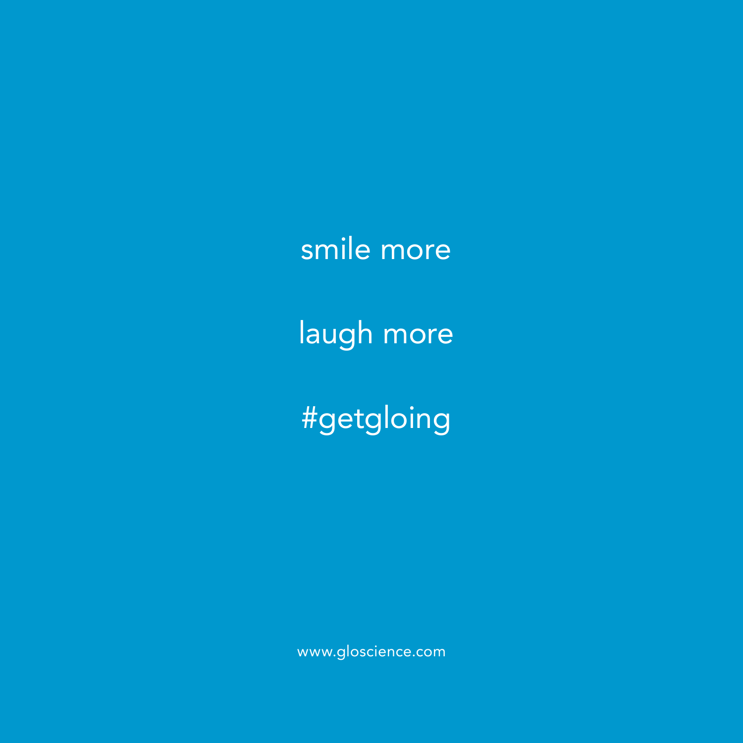smile more

laugh more

#getgloing

www.gloscience.com